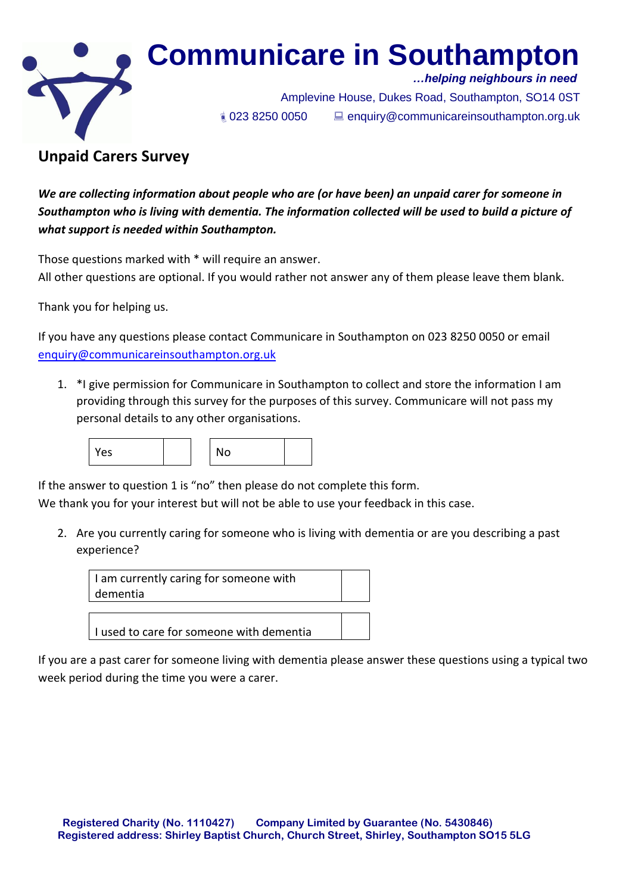# Communicare in Southampton

***…helping neighbours in need***

Amplevine House, Dukes Road, Southampton, SO14 0ST

023 8250 0050 enquiry@communicareinsouthampton.org.uk

## Unpaid Carers Survey

***We are collecting information about people who are (or have been) an unpaid carer for someone in Southampton who is living with dementia. The information collected will be used to build a picture of what support is needed within Southampton.***

Those questions marked with * will require an answer.
All other questions are optional. If you would rather not answer any of them please leave them blank.

Thank you for helping us.

If you have any questions please contact Communicare in Southampton on 023 8250 0050 or email enquiry@communicareinsouthampton.org.uk

1. *I give permission for Communicare in Southampton to collect and store the information I am providing through this survey for the purposes of this survey. Communicare will not pass my personal details to any other organisations.

| Yes | | | No | |
|---|---|---|---|---|

If the answer to question 1 is "no" then please do not complete this form.
We thank you for your interest but will not be able to use your feedback in this case.

2. Are you currently caring for someone who is living with dementia or are you describing a past experience?

| I am currently caring for someone with dementia | |
|---|---|
| I used to care for someone with dementia | |

If you are a past carer for someone living with dementia please answer these questions using a typical two week period during the time you were a carer.

Registered Charity (No. 1110427) Company Limited by Guarantee (No. 5430846)
Registered address: Shirley Baptist Church, Church Street, Shirley, Southampton SO15 5LG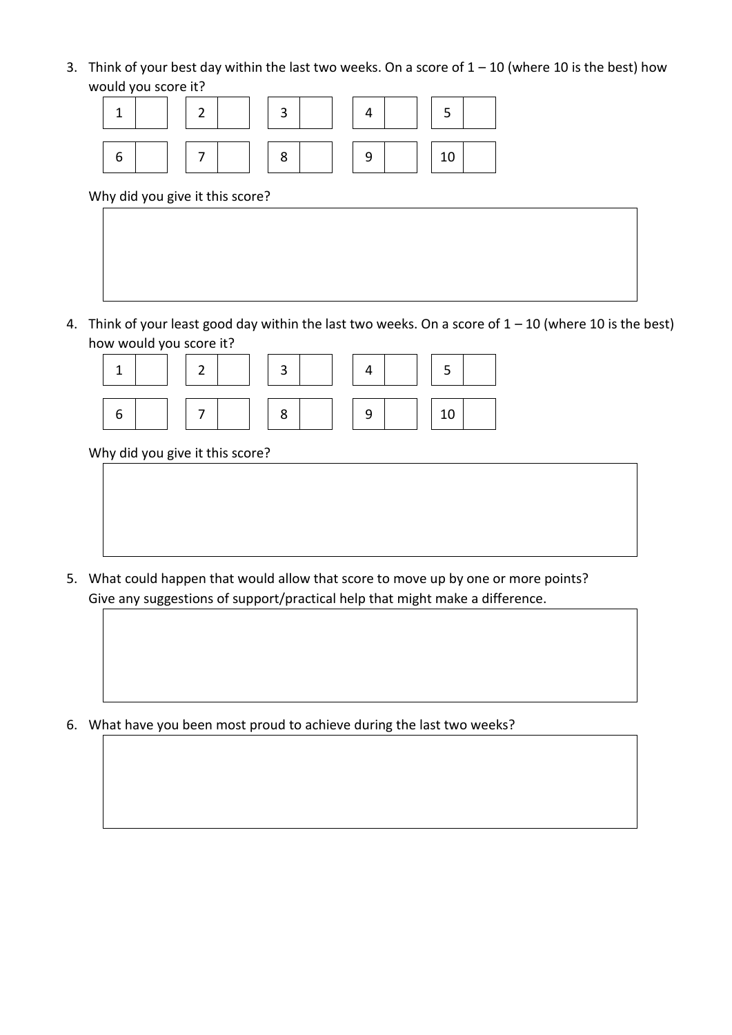3. Think of your best day within the last two weeks. On a score of 1 – 10 (where 10 is the best) how would you score it?

| 1 | | 2 | | 3 | | 4 | | 5 | |
|---|---|---|---|---|---|---|---|---|---|
| 6 | | 7 | | 8 | | 9 | | 10 | |

   Why did you give it this score?

4. Think of your least good day within the last two weeks. On a score of 1 – 10 (where 10 is the best) how would you score it?

| 1 | | 2 | | 3 | | 4 | | 5 | |
|---|---|---|---|---|---|---|---|---|---|
| 6 | | 7 | | 8 | | 9 | | 10 | |

   Why did you give it this score?

5. What could happen that would allow that score to move up by one or more points?
   Give any suggestions of support/practical help that might make a difference.

6. What have you been most proud to achieve during the last two weeks?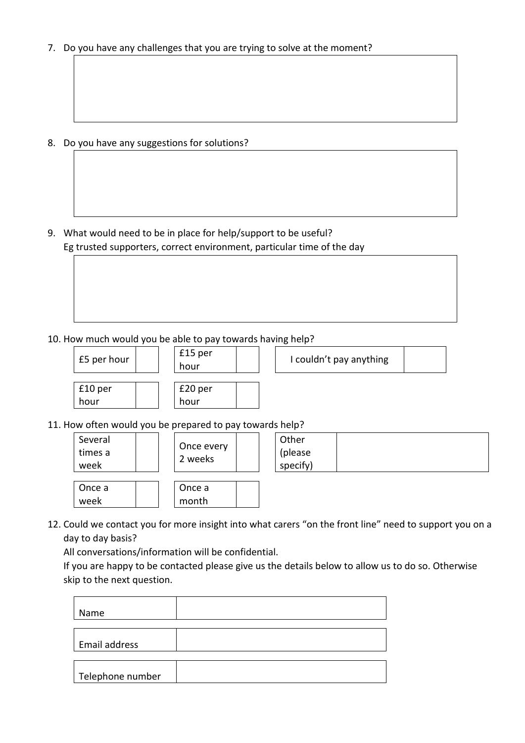7. Do you have any challenges that you are trying to solve at the moment?

| |
|---|
| |

8. Do you have any suggestions for solutions?

| |
|---|
| |

9. What would need to be in place for help/support to be useful?
   Eg trusted supporters, correct environment, particular time of the day

| |
|---|
| |

10. How much would you be able to pay towards having help?

| | | | | | |
|---|---|---|---|---|---|
| £5 per hour | | £15 per hour | | I couldn't pay anything | |
| £10 per hour | | £20 per hour | | | |

11. How often would you be prepared to pay towards help?

| | | | | | |
|---|---|---|---|---|---|
| Several times a week | | Once every 2 weeks | | Other (please specify) | |
| Once a week | | Once a month | | | |

12. Could we contact you for more insight into what carers "on the front line" need to support you on a day to day basis?
    All conversations/information will be confidential.
    If you are happy to be contacted please give us the details below to allow us to do so. Otherwise skip to the next question.

| | |
|---|---|
| Name | |
| Email address | |
| Telephone number | |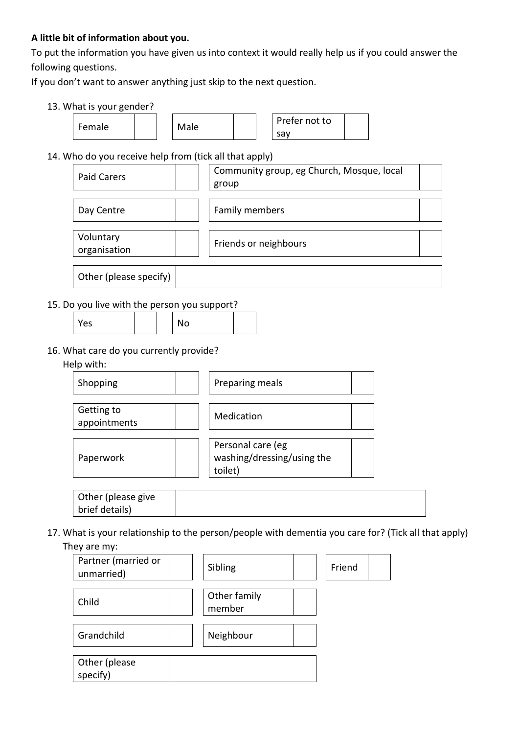**A little bit of information about you.**

To put the information you have given us into context it would really help us if you could answer the following questions.

If you don't want to answer anything just skip to the next question.

13. What is your gender?

| Female | | Male | | Prefer not to say | |
|---|---|---|---|---|---|

14. Who do you receive help from (tick all that apply)

| Paid Carers | | Community group, eg Church, Mosque, local group | |
|---|---|---|---|
| Day Centre | | Family members | |
| Voluntary organisation | | Friends or neighbours | |
| Other (please specify) | | | |

15. Do you live with the person you support?

| Yes | | No | |
|---|---|---|---|

16. What care do you currently provide?

Help with:

| Shopping | | Preparing meals | |
|---|---|---|---|
| Getting to appointments | | Medication | |
| Paperwork | | Personal care (eg washing/dressing/using the toilet) | |
| Other (please give brief details) | | | |

17. What is your relationship to the person/people with dementia you care for? (Tick all that apply)

They are my:

| Partner (married or unmarried) | | Sibling | | Friend | |
|---|---|---|---|---|---|
| Child | | Other family member | | | |
| Grandchild | | Neighbour | | | |
| Other (please specify) | | | | | |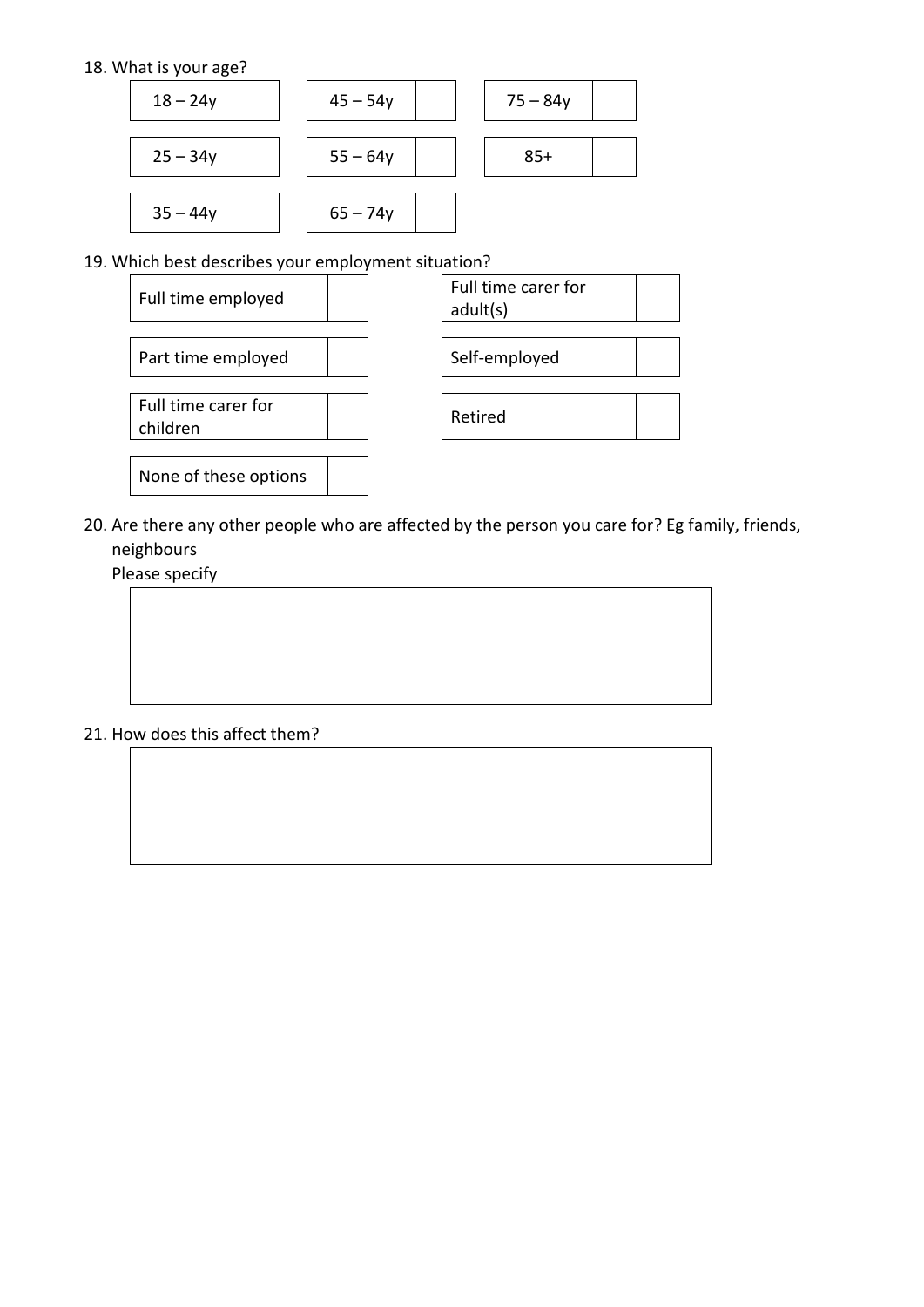18. What is your age?

| | | | | | |
|---|---|---|---|---|---|
| 18 – 24y | | 45 – 54y | | 75 – 84y | |
| 25 – 34y | | 55 – 64y | | 85+ | |
| 35 – 44y | | 65 – 74y | | | |

19. Which best describes your employment situation?

| | | | |
|---|---|---|---|
| Full time employed | | Full time carer for adult(s) | |
| Part time employed | | Self-employed | |
| Full time carer for children | | Retired | |
| None of these options | | | |

20. Are there any other people who are affected by the person you care for? Eg family, friends, neighbours

    Please specify

| |
|---|
| |

21. How does this affect them?

| |
|---|
| |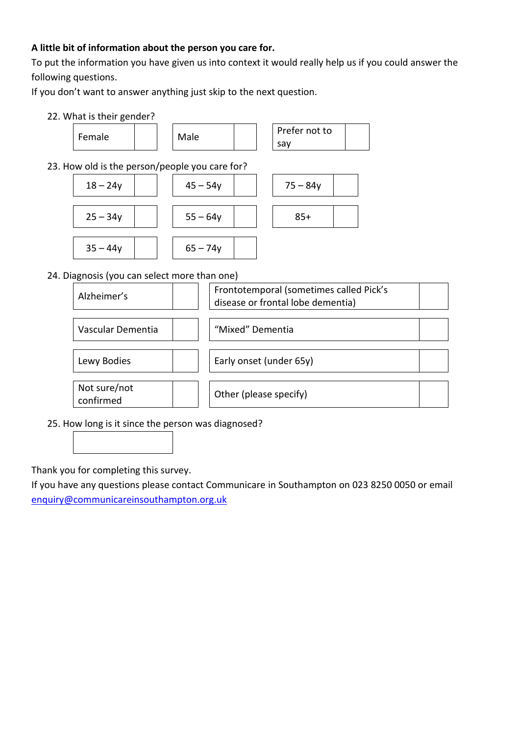**A little bit of information about the person you care for.**

To put the information you have given us into context it would really help us if you could answer the following questions.

If you don't want to answer anything just skip to the next question.

22. What is their gender?

| | | | | | |
|---|---|---|---|---|---|
| Female | | Male | | Prefer not to say | |

23. How old is the person/people you care for?

| | | | | | |
|---|---|---|---|---|---|
| 18 – 24y | | 45 – 54y | | 75 – 84y | |
| 25 – 34y | | 55 – 64y | | 85+ | |
| 35 – 44y | | 65 – 74y | | | |

24. Diagnosis (you can select more than one)

| | | | |
|---|---|---|---|
| Alzheimer's | | Frontotemporal (sometimes called Pick's disease or frontal lobe dementia) | |
| Vascular Dementia | | "Mixed" Dementia | |
| Lewy Bodies | | Early onset (under 65y) | |
| Not sure/not confirmed | | Other (please specify) | |

25. How long is it since the person was diagnosed?

| |
|---|
| |

Thank you for completing this survey.

If you have any questions please contact Communicare in Southampton on 023 8250 0050 or email enquiry@communicareinsouthampton.org.uk